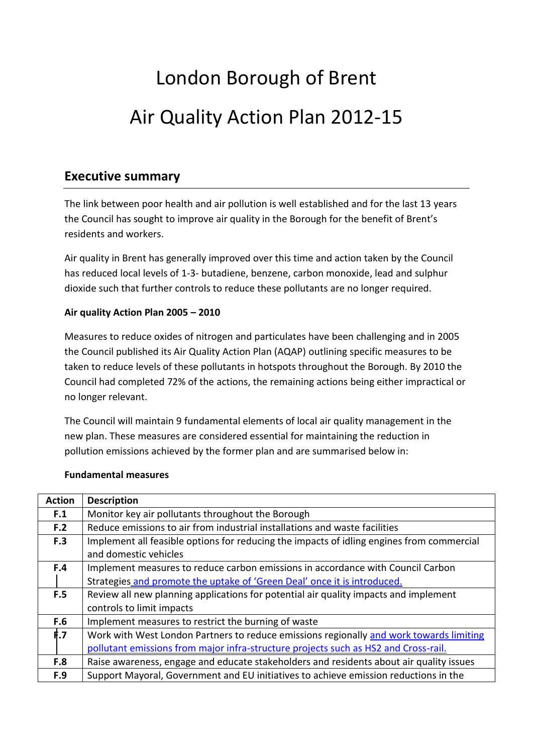# London Borough of Brent

# Air Quality Action Plan 2012-15

## Executive summary

The link between poor health and air pollution is well established and for the last 13 years the Council has sought to improve air quality in the Borough for the benefit of Brent's residents and workers.

Air quality in Brent has generally improved over this time and action taken by the Council has reduced local levels of 1-3- butadiene, benzene, carbon monoxide, lead and sulphur dioxide such that further controls to reduce these pollutants are no longer required.

**Air quality Action Plan 2005 – 2010**

Measures to reduce oxides of nitrogen and particulates have been challenging and in 2005 the Council published its Air Quality Action Plan (AQAP) outlining specific measures to be taken to reduce levels of these pollutants in hotspots throughout the Borough. By 2010 the Council had completed 72% of the actions, the remaining actions being either impractical or no longer relevant.

The Council will maintain 9 fundamental elements of local air quality management in the new plan. These measures are considered essential for maintaining the reduction in pollution emissions achieved by the former plan and are summarised below in:

**Fundamental measures**

| Action | Description |
|---|---|
| **F.1** | Monitor key air pollutants throughout the Borough |
| **F.2** | Reduce emissions to air from industrial installations and waste facilities |
| **F.3** | Implement all feasible options for reducing the impacts of idling engines from commercial and domestic vehicles |
| **F.4** | Implement measures to reduce carbon emissions in accordance with Council Carbon Strategies and promote the uptake of 'Green Deal' once it is introduced. |
| **F.5** | Review all new planning applications for potential air quality impacts and implement controls to limit impacts |
| **F.6** | Implement measures to restrict the burning of waste |
| **F.7** | Work with West London Partners to reduce emissions regionally and work towards limiting pollutant emissions from major infra-structure projects such as HS2 and Cross-rail. |
| **F.8** | Raise awareness, engage and educate stakeholders and residents about air quality issues |
| **F.9** | Support Mayoral, Government and EU initiatives to achieve emission reductions in the |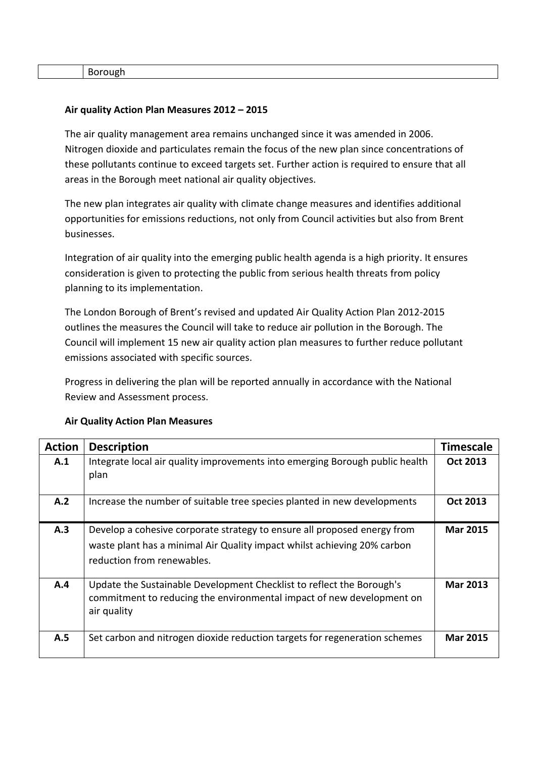| | Borough |
|---|---|

**Air quality Action Plan Measures 2012 – 2015**

The air quality management area remains unchanged since it was amended in 2006. Nitrogen dioxide and particulates remain the focus of the new plan since concentrations of these pollutants continue to exceed targets set. Further action is required to ensure that all areas in the Borough meet national air quality objectives.

The new plan integrates air quality with climate change measures and identifies additional opportunities for emissions reductions, not only from Council activities but also from Brent businesses.

Integration of air quality into the emerging public health agenda is a high priority. It ensures consideration is given to protecting the public from serious health threats from policy planning to its implementation.

The London Borough of Brent's revised and updated Air Quality Action Plan 2012-2015 outlines the measures the Council will take to reduce air pollution in the Borough. The Council will implement 15 new air quality action plan measures to further reduce pollutant emissions associated with specific sources.

Progress in delivering the plan will be reported annually in accordance with the National Review and Assessment process.

**Air Quality Action Plan Measures**

| Action | Description | Timescale |
|---|---|---|
| **A.1** | Integrate local air quality improvements into emerging Borough public health plan | **Oct 2013** |
| **A.2** | Increase the number of suitable tree species planted in new developments | **Oct 2013** |
| **A.3** | Develop a cohesive corporate strategy to ensure all proposed energy from waste plant has a minimal Air Quality impact whilst achieving 20% carbon reduction from renewables. | **Mar 2015** |
| **A.4** | Update the Sustainable Development Checklist to reflect the Borough's commitment to reducing the environmental impact of new development on air quality | **Mar 2013** |
| **A.5** | Set carbon and nitrogen dioxide reduction targets for regeneration schemes | **Mar 2015** |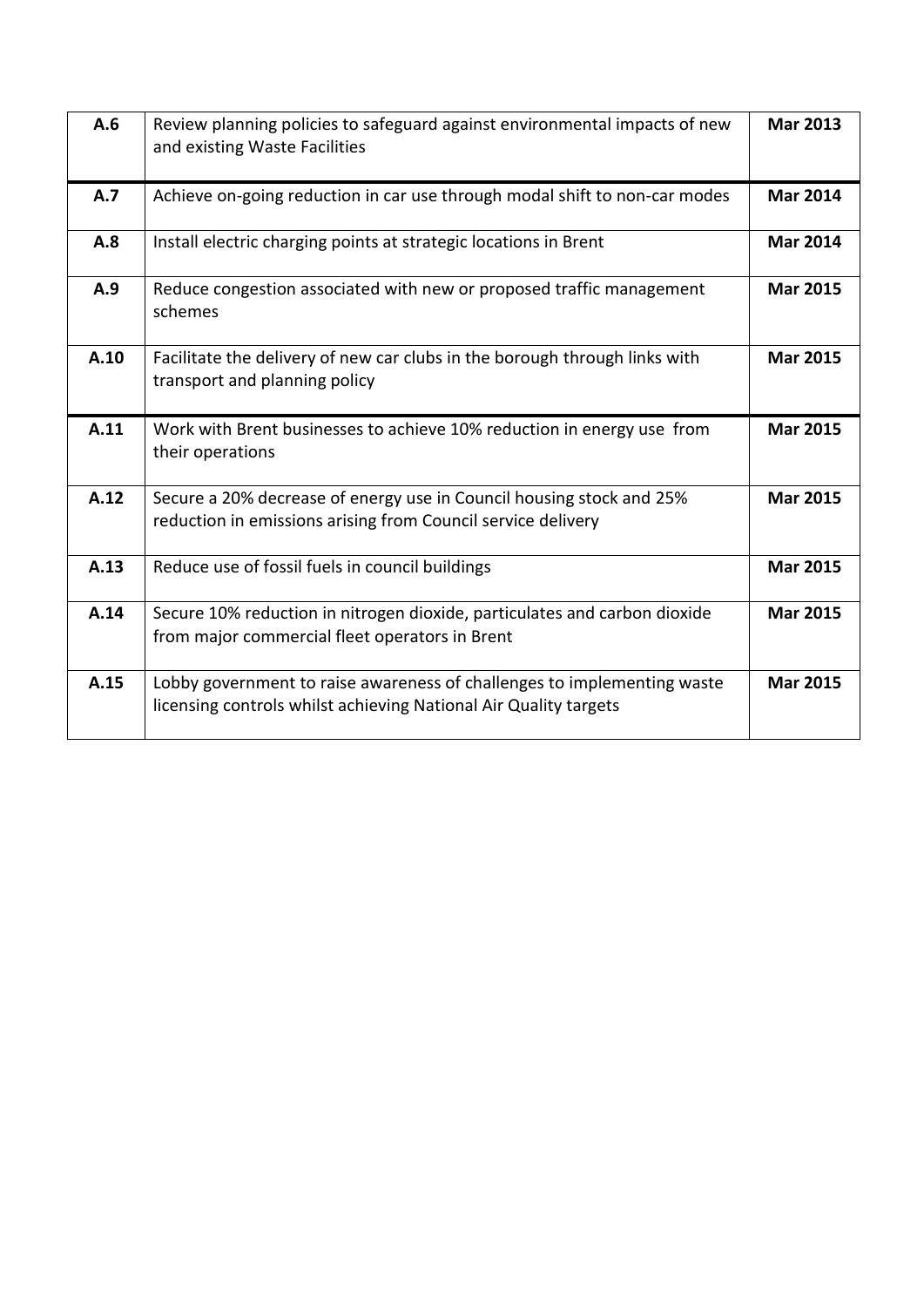| | | |
|---|---|---|
| **A.6** | Review planning policies to safeguard against environmental impacts of new and existing Waste Facilities | **Mar 2013** |
| **A.7** | Achieve on-going reduction in car use through modal shift to non-car modes | **Mar 2014** |
| **A.8** | Install electric charging points at strategic locations in Brent | **Mar 2014** |
| **A.9** | Reduce congestion associated with new or proposed traffic management schemes | **Mar 2015** |
| **A.10** | Facilitate the delivery of new car clubs in the borough through links with transport and planning policy | **Mar 2015** |
| **A.11** | Work with Brent businesses to achieve 10% reduction in energy use from their operations | **Mar 2015** |
| **A.12** | Secure a 20% decrease of energy use in Council housing stock and 25% reduction in emissions arising from Council service delivery | **Mar 2015** |
| **A.13** | Reduce use of fossil fuels in council buildings | **Mar 2015** |
| **A.14** | Secure 10% reduction in nitrogen dioxide, particulates and carbon dioxide from major commercial fleet operators in Brent | **Mar 2015** |
| **A.15** | Lobby government to raise awareness of challenges to implementing waste licensing controls whilst achieving National Air Quality targets | **Mar 2015** |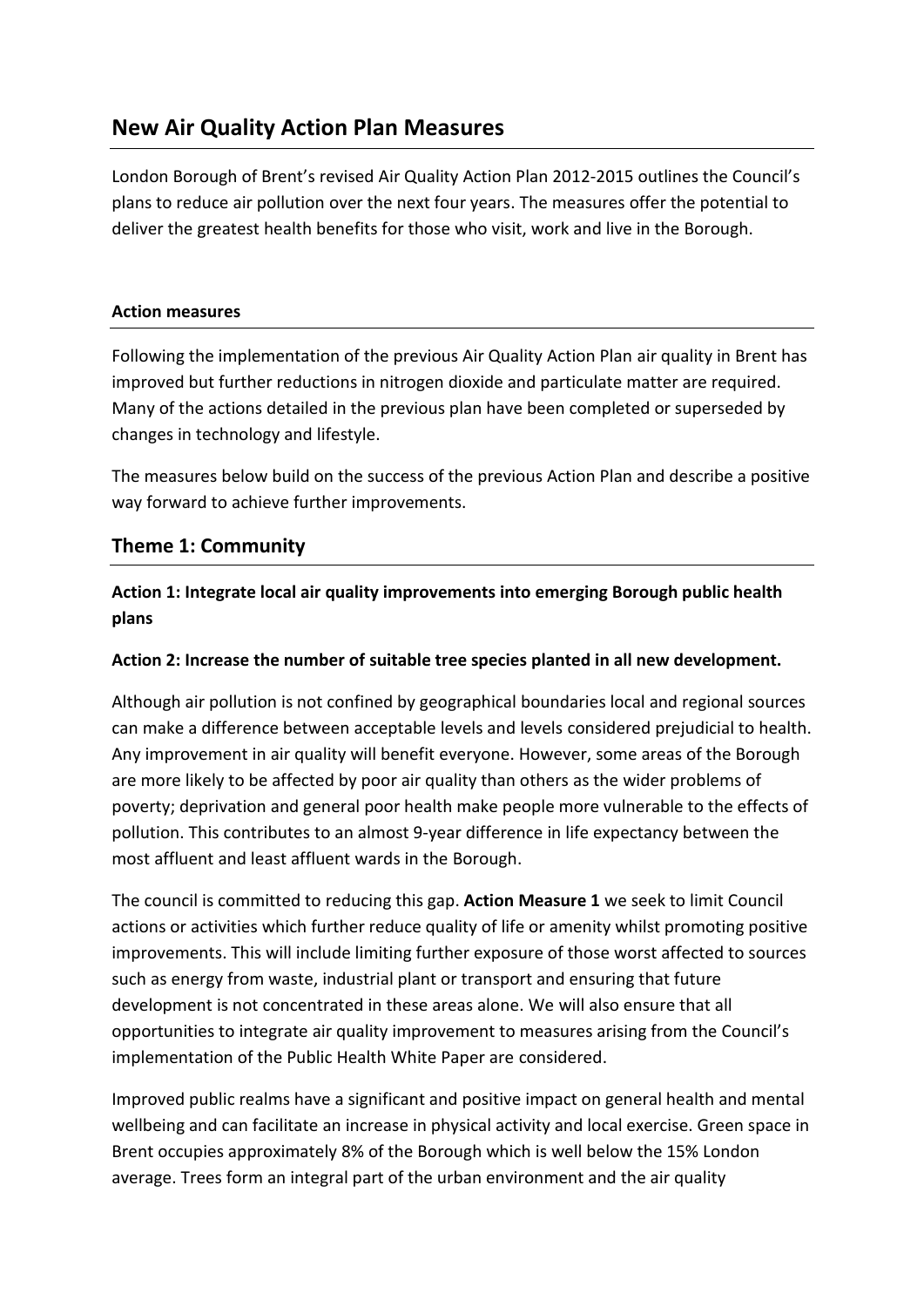# New Air Quality Action Plan Measures

London Borough of Brent's revised Air Quality Action Plan 2012-2015 outlines the Council's plans to reduce air pollution over the next four years. The measures offer the potential to deliver the greatest health benefits for those who visit, work and live in the Borough.

#### Action measures

Following the implementation of the previous Air Quality Action Plan air quality in Brent has improved but further reductions in nitrogen dioxide and particulate matter are required. Many of the actions detailed in the previous plan have been completed or superseded by changes in technology and lifestyle.

The measures below build on the success of the previous Action Plan and describe a positive way forward to achieve further improvements.

## Theme 1: Community

### Action 1: Integrate local air quality improvements into emerging Borough public health plans

#### Action 2: Increase the number of suitable tree species planted in all new development.

Although air pollution is not confined by geographical boundaries local and regional sources can make a difference between acceptable levels and levels considered prejudicial to health. Any improvement in air quality will benefit everyone. However, some areas of the Borough are more likely to be affected by poor air quality than others as the wider problems of poverty; deprivation and general poor health make people more vulnerable to the effects of pollution. This contributes to an almost 9-year difference in life expectancy between the most affluent and least affluent wards in the Borough.

The council is committed to reducing this gap. **Action Measure 1** we seek to limit Council actions or activities which further reduce quality of life or amenity whilst promoting positive improvements. This will include limiting further exposure of those worst affected to sources such as energy from waste, industrial plant or transport and ensuring that future development is not concentrated in these areas alone. We will also ensure that all opportunities to integrate air quality improvement to measures arising from the Council's implementation of the Public Health White Paper are considered.

Improved public realms have a significant and positive impact on general health and mental wellbeing and can facilitate an increase in physical activity and local exercise. Green space in Brent occupies approximately 8% of the Borough which is well below the 15% London average. Trees form an integral part of the urban environment and the air quality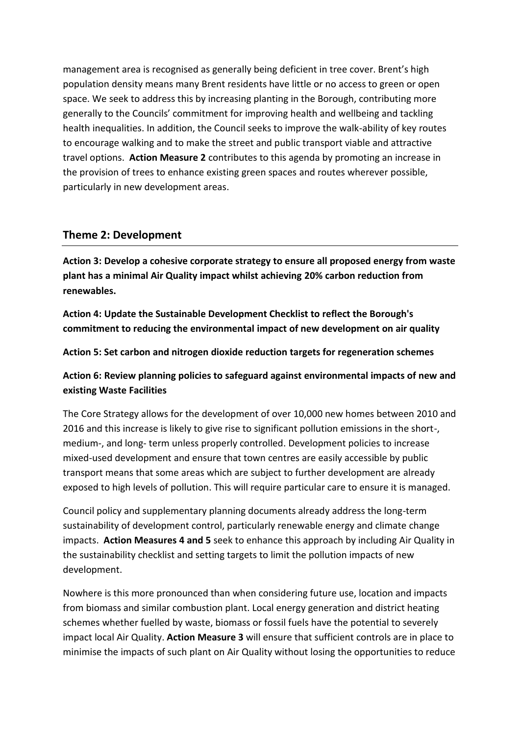management area is recognised as generally being deficient in tree cover. Brent's high population density means many Brent residents have little or no access to green or open space. We seek to address this by increasing planting in the Borough, contributing more generally to the Councils' commitment for improving health and wellbeing and tackling health inequalities. In addition, the Council seeks to improve the walk-ability of key routes to encourage walking and to make the street and public transport viable and attractive travel options. **Action Measure 2** contributes to this agenda by promoting an increase in the provision of trees to enhance existing green spaces and routes wherever possible, particularly in new development areas.

## Theme 2: Development

**Action 3: Develop a cohesive corporate strategy to ensure all proposed energy from waste plant has a minimal Air Quality impact whilst achieving 20% carbon reduction from renewables.**

**Action 4: Update the Sustainable Development Checklist to reflect the Borough's commitment to reducing the environmental impact of new development on air quality**

**Action 5: Set carbon and nitrogen dioxide reduction targets for regeneration schemes**

**Action 6: Review planning policies to safeguard against environmental impacts of new and existing Waste Facilities**

The Core Strategy allows for the development of over 10,000 new homes between 2010 and 2016 and this increase is likely to give rise to significant pollution emissions in the short-, medium-, and long- term unless properly controlled. Development policies to increase mixed-used development and ensure that town centres are easily accessible by public transport means that some areas which are subject to further development are already exposed to high levels of pollution. This will require particular care to ensure it is managed.

Council policy and supplementary planning documents already address the long-term sustainability of development control, particularly renewable energy and climate change impacts. **Action Measures 4 and 5** seek to enhance this approach by including Air Quality in the sustainability checklist and setting targets to limit the pollution impacts of new development.

Nowhere is this more pronounced than when considering future use, location and impacts from biomass and similar combustion plant. Local energy generation and district heating schemes whether fuelled by waste, biomass or fossil fuels have the potential to severely impact local Air Quality. **Action Measure 3** will ensure that sufficient controls are in place to minimise the impacts of such plant on Air Quality without losing the opportunities to reduce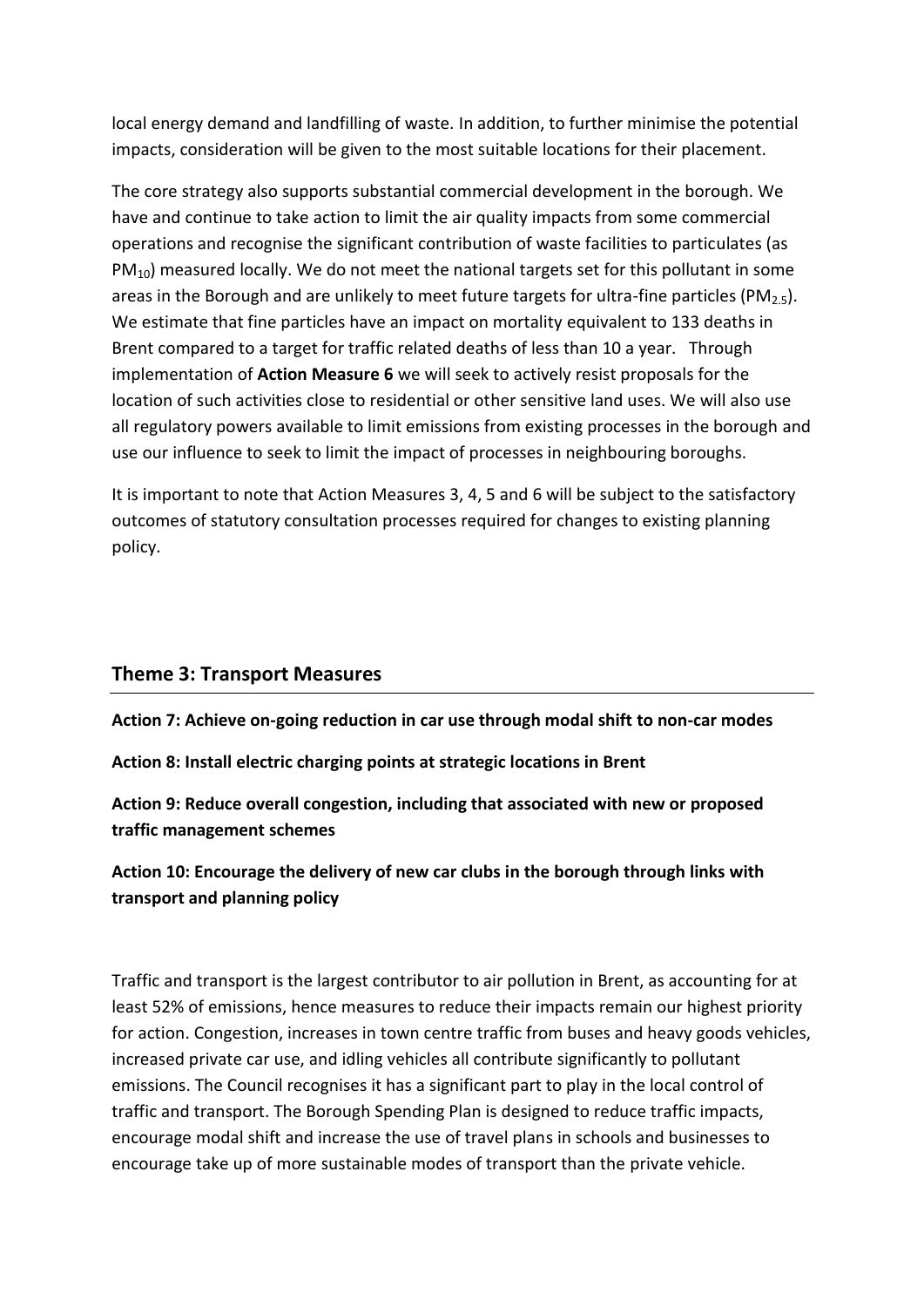local energy demand and landfilling of waste. In addition, to further minimise the potential impacts, consideration will be given to the most suitable locations for their placement.

The core strategy also supports substantial commercial development in the borough. We have and continue to take action to limit the air quality impacts from some commercial operations and recognise the significant contribution of waste facilities to particulates (as $PM_{10}$) measured locally. We do not meet the national targets set for this pollutant in some areas in the Borough and are unlikely to meet future targets for ultra-fine particles ($PM_{2.5}$). We estimate that fine particles have an impact on mortality equivalent to 133 deaths in Brent compared to a target for traffic related deaths of less than 10 a year. Through implementation of **Action Measure 6** we will seek to actively resist proposals for the location of such activities close to residential or other sensitive land uses. We will also use all regulatory powers available to limit emissions from existing processes in the borough and use our influence to seek to limit the impact of processes in neighbouring boroughs.

It is important to note that Action Measures 3, 4, 5 and 6 will be subject to the satisfactory outcomes of statutory consultation processes required for changes to existing planning policy.

## Theme 3: Transport Measures

**Action 7: Achieve on-going reduction in car use through modal shift to non-car modes**

**Action 8: Install electric charging points at strategic locations in Brent**

**Action 9: Reduce overall congestion, including that associated with new or proposed traffic management schemes**

**Action 10: Encourage the delivery of new car clubs in the borough through links with transport and planning policy**

Traffic and transport is the largest contributor to air pollution in Brent, as accounting for at least 52% of emissions, hence measures to reduce their impacts remain our highest priority for action. Congestion, increases in town centre traffic from buses and heavy goods vehicles, increased private car use, and idling vehicles all contribute significantly to pollutant emissions. The Council recognises it has a significant part to play in the local control of traffic and transport. The Borough Spending Plan is designed to reduce traffic impacts, encourage modal shift and increase the use of travel plans in schools and businesses to encourage take up of more sustainable modes of transport than the private vehicle.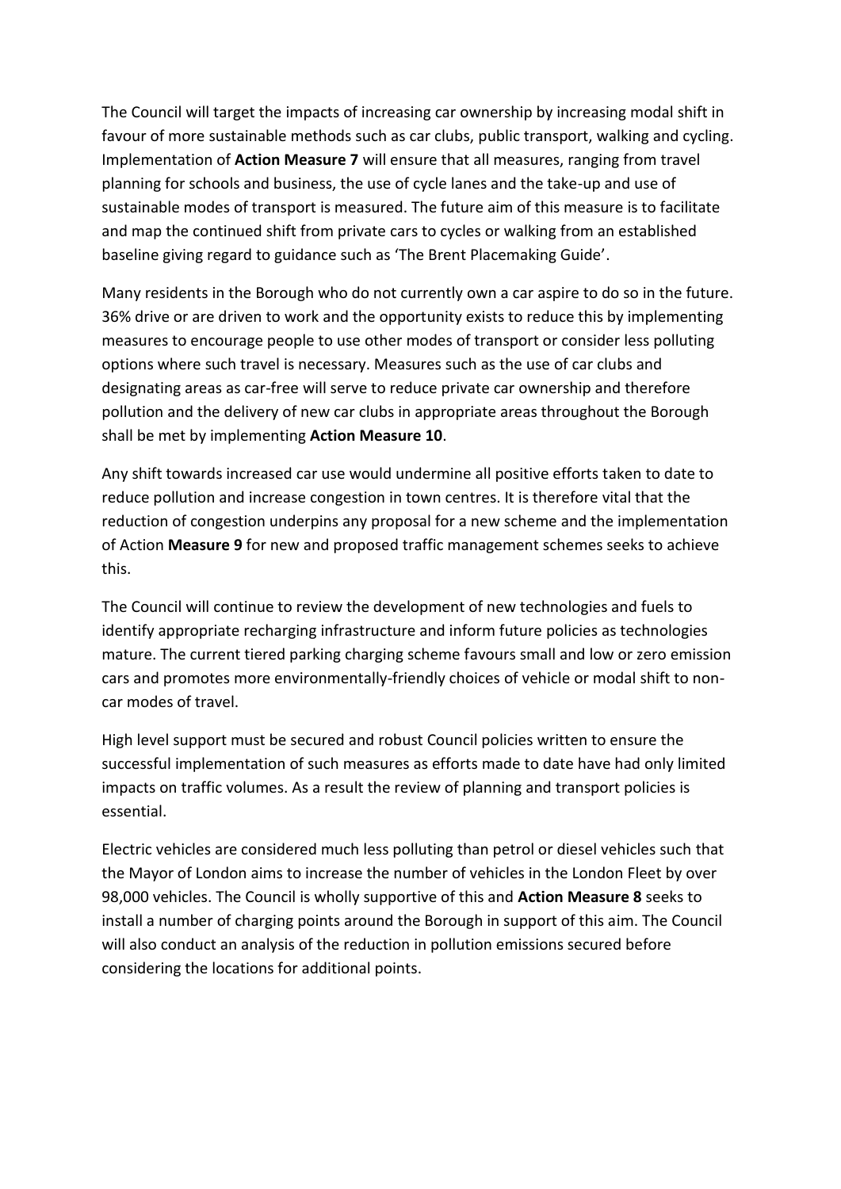The Council will target the impacts of increasing car ownership by increasing modal shift in favour of more sustainable methods such as car clubs, public transport, walking and cycling. Implementation of **Action Measure 7** will ensure that all measures, ranging from travel planning for schools and business, the use of cycle lanes and the take-up and use of sustainable modes of transport is measured. The future aim of this measure is to facilitate and map the continued shift from private cars to cycles or walking from an established baseline giving regard to guidance such as 'The Brent Placemaking Guide'.

Many residents in the Borough who do not currently own a car aspire to do so in the future. 36% drive or are driven to work and the opportunity exists to reduce this by implementing measures to encourage people to use other modes of transport or consider less polluting options where such travel is necessary. Measures such as the use of car clubs and designating areas as car-free will serve to reduce private car ownership and therefore pollution and the delivery of new car clubs in appropriate areas throughout the Borough shall be met by implementing **Action Measure 10**.

Any shift towards increased car use would undermine all positive efforts taken to date to reduce pollution and increase congestion in town centres. It is therefore vital that the reduction of congestion underpins any proposal for a new scheme and the implementation of Action **Measure 9** for new and proposed traffic management schemes seeks to achieve this.

The Council will continue to review the development of new technologies and fuels to identify appropriate recharging infrastructure and inform future policies as technologies mature. The current tiered parking charging scheme favours small and low or zero emission cars and promotes more environmentally-friendly choices of vehicle or modal shift to non-car modes of travel.

High level support must be secured and robust Council policies written to ensure the successful implementation of such measures as efforts made to date have had only limited impacts on traffic volumes. As a result the review of planning and transport policies is essential.

Electric vehicles are considered much less polluting than petrol or diesel vehicles such that the Mayor of London aims to increase the number of vehicles in the London Fleet by over 98,000 vehicles. The Council is wholly supportive of this and **Action Measure 8** seeks to install a number of charging points around the Borough in support of this aim. The Council will also conduct an analysis of the reduction in pollution emissions secured before considering the locations for additional points.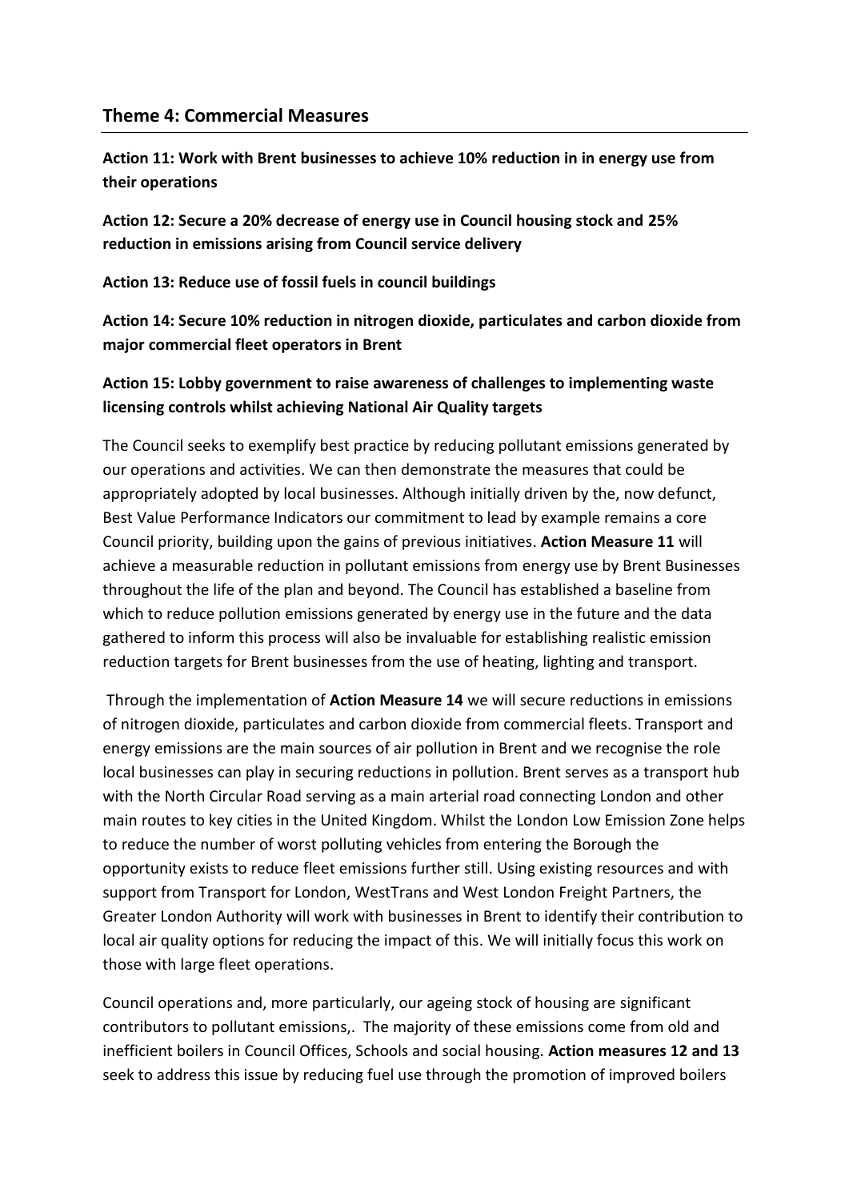## Theme 4: Commercial Measures

**Action 11: Work with Brent businesses to achieve 10% reduction in in energy use from their operations**

**Action 12: Secure a 20% decrease of energy use in Council housing stock and 25% reduction in emissions arising from Council service delivery**

**Action 13: Reduce use of fossil fuels in council buildings**

**Action 14: Secure 10% reduction in nitrogen dioxide, particulates and carbon dioxide from major commercial fleet operators in Brent**

**Action 15: Lobby government to raise awareness of challenges to implementing waste licensing controls whilst achieving National Air Quality targets**

The Council seeks to exemplify best practice by reducing pollutant emissions generated by our operations and activities. We can then demonstrate the measures that could be appropriately adopted by local businesses. Although initially driven by the, now defunct, Best Value Performance Indicators our commitment to lead by example remains a core Council priority, building upon the gains of previous initiatives. **Action Measure 11** will achieve a measurable reduction in pollutant emissions from energy use by Brent Businesses throughout the life of the plan and beyond. The Council has established a baseline from which to reduce pollution emissions generated by energy use in the future and the data gathered to inform this process will also be invaluable for establishing realistic emission reduction targets for Brent businesses from the use of heating, lighting and transport.

Through the implementation of **Action Measure 14** we will secure reductions in emissions of nitrogen dioxide, particulates and carbon dioxide from commercial fleets. Transport and energy emissions are the main sources of air pollution in Brent and we recognise the role local businesses can play in securing reductions in pollution. Brent serves as a transport hub with the North Circular Road serving as a main arterial road connecting London and other main routes to key cities in the United Kingdom. Whilst the London Low Emission Zone helps to reduce the number of worst polluting vehicles from entering the Borough the opportunity exists to reduce fleet emissions further still. Using existing resources and with support from Transport for London, WestTrans and West London Freight Partners, the Greater London Authority will work with businesses in Brent to identify their contribution to local air quality options for reducing the impact of this. We will initially focus this work on those with large fleet operations.

Council operations and, more particularly, our ageing stock of housing are significant contributors to pollutant emissions,. The majority of these emissions come from old and inefficient boilers in Council Offices, Schools and social housing. **Action measures 12 and 13** seek to address this issue by reducing fuel use through the promotion of improved boilers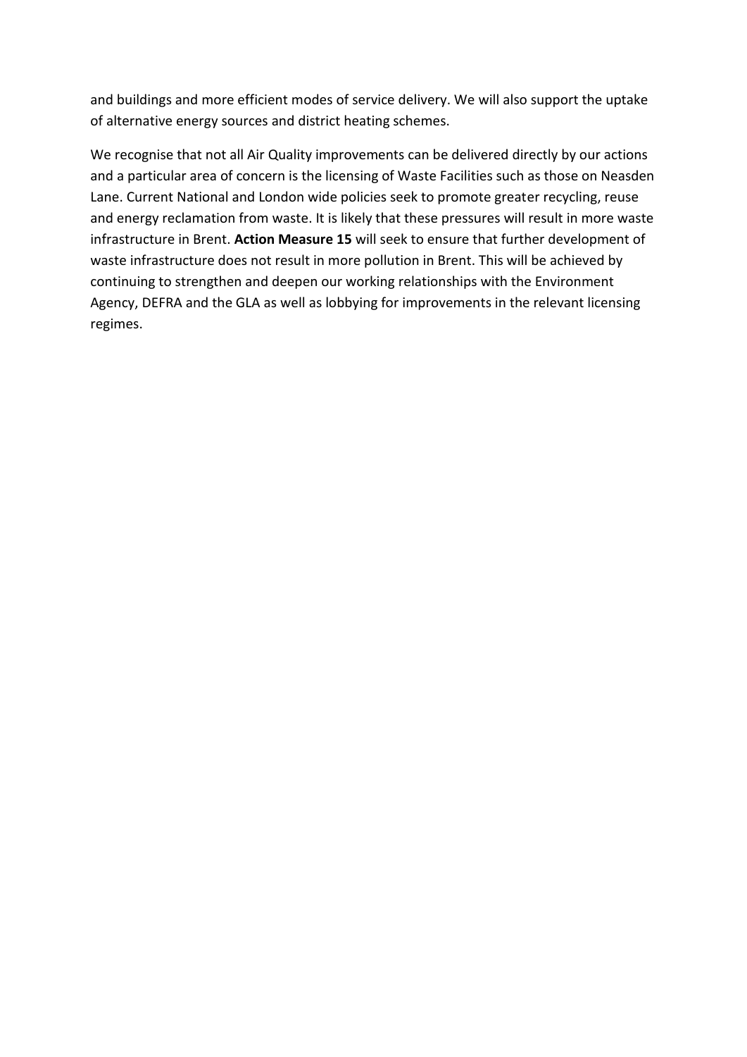and buildings and more efficient modes of service delivery. We will also support the uptake of alternative energy sources and district heating schemes.

We recognise that not all Air Quality improvements can be delivered directly by our actions and a particular area of concern is the licensing of Waste Facilities such as those on Neasden Lane. Current National and London wide policies seek to promote greater recycling, reuse and energy reclamation from waste. It is likely that these pressures will result in more waste infrastructure in Brent. **Action Measure 15** will seek to ensure that further development of waste infrastructure does not result in more pollution in Brent. This will be achieved by continuing to strengthen and deepen our working relationships with the Environment Agency, DEFRA and the GLA as well as lobbying for improvements in the relevant licensing regimes.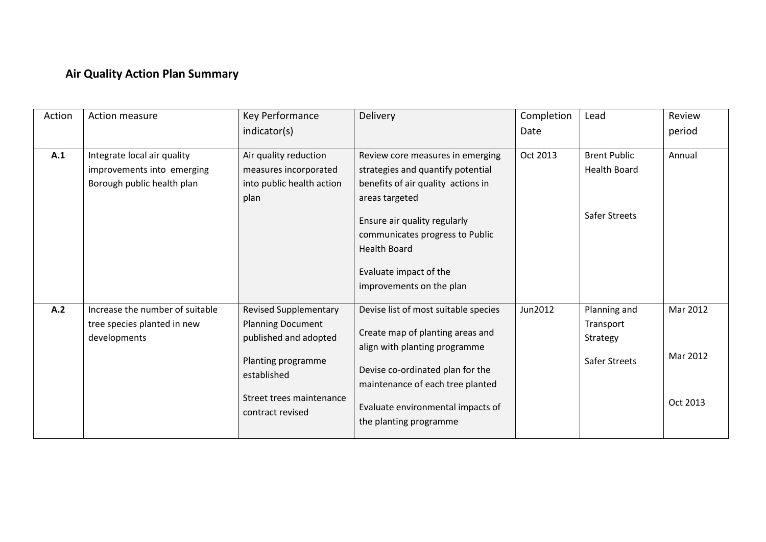## Air Quality Action Plan Summary

| Action | Action measure | Key Performance indicator(s) | Delivery | Completion Date | Lead | Review period |
|---|---|---|---|---|---|---|
| **A.1** | Integrate local air quality improvements into emerging Borough public health plan | Air quality reduction measures incorporated into public health action plan | Review core measures in emerging strategies and quantify potential benefits of air quality actions in areas targeted<br><br>Ensure air quality regularly communicates progress to Public Health Board<br><br>Evaluate impact of the improvements on the plan | Oct 2013 | Brent Public Health Board<br><br>Safer Streets | Annual |
| **A.2** | Increase the number of suitable tree species planted in new developments | Revised Supplementary Planning Document published and adopted<br><br>Planting programme established<br><br>Street trees maintenance contract revised | Devise list of most suitable species<br><br>Create map of planting areas and align with planting programme<br><br>Devise co-ordinated plan for the maintenance of each tree planted<br><br>Evaluate environmental impacts of the planting programme | Jun2012 | Planning and Transport Strategy<br><br>Safer Streets | Mar 2012<br><br>Mar 2012<br><br>Oct 2013 |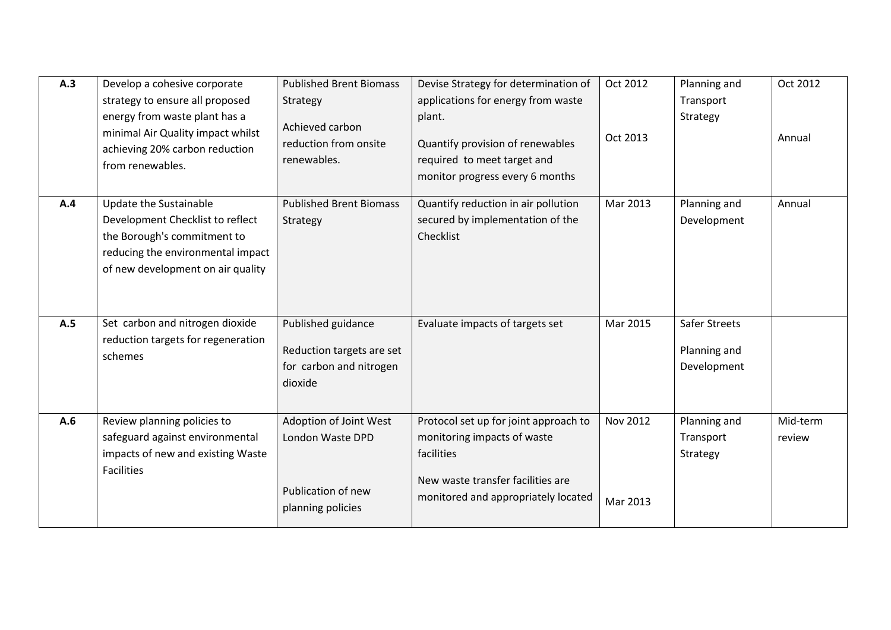| | | | | | | |
|---|---|---|---|---|---|---|
| **A.3** | Develop a cohesive corporate strategy to ensure all proposed energy from waste plant has a minimal Air Quality impact whilst achieving 20% carbon reduction from renewables. | Published Brent Biomass Strategy<br><br>Achieved carbon reduction from onsite renewables. | Devise Strategy for determination of applications for energy from waste plant.<br><br>Quantify provision of renewables required to meet target and monitor progress every 6 months | Oct 2012<br><br>Oct 2013 | Planning and Transport Strategy | Oct 2012<br><br>Annual |
| **A.4** | Update the Sustainable Development Checklist to reflect the Borough's commitment to reducing the environmental impact of new development on air quality | Published Brent Biomass Strategy | Quantify reduction in air pollution secured by implementation of the Checklist | Mar 2013 | Planning and Development | Annual |
| **A.5** | Set carbon and nitrogen dioxide reduction targets for regeneration schemes | Published guidance<br><br>Reduction targets are set for carbon and nitrogen dioxide | Evaluate impacts of targets set | Mar 2015 | Safer Streets<br><br>Planning and Development | |
| **A.6** | Review planning policies to safeguard against environmental impacts of new and existing Waste Facilities | Adoption of Joint West London Waste DPD<br><br>Publication of new planning policies | Protocol set up for joint approach to monitoring impacts of waste facilities<br><br>New waste transfer facilities are monitored and appropriately located | Nov 2012<br><br>Mar 2013 | Planning and Transport Strategy | Mid-term review |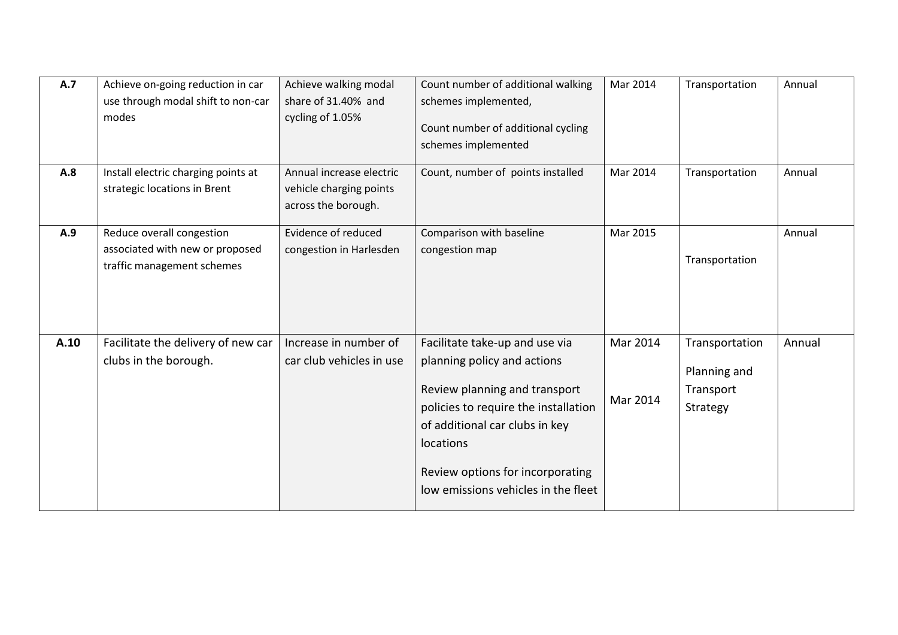| **A.7** | Achieve on-going reduction in car use through modal shift to non-car modes | Achieve walking modal share of 31.40% and cycling of 1.05% | Count number of additional walking schemes implemented,<br><br>Count number of additional cycling schemes implemented | Mar 2014 | Transportation | Annual |
|---|---|---|---|---|---|---|
| **A.8** | Install electric charging points at strategic locations in Brent | Annual increase electric vehicle charging points across the borough. | Count, number of points installed | Mar 2014 | Transportation | Annual |
| **A.9** | Reduce overall congestion associated with new or proposed traffic management schemes | Evidence of reduced congestion in Harlesden | Comparison with baseline congestion map | Mar 2015 | Transportation | Annual |
| **A.10** | Facilitate the delivery of new car clubs in the borough. | Increase in number of car club vehicles in use | Facilitate take-up and use via planning policy and actions<br><br>Review planning and transport policies to require the installation of additional car clubs in key locations<br><br>Review options for incorporating low emissions vehicles in the fleet | Mar 2014<br><br>Mar 2014 | Transportation<br><br>Planning and Transport Strategy | Annual |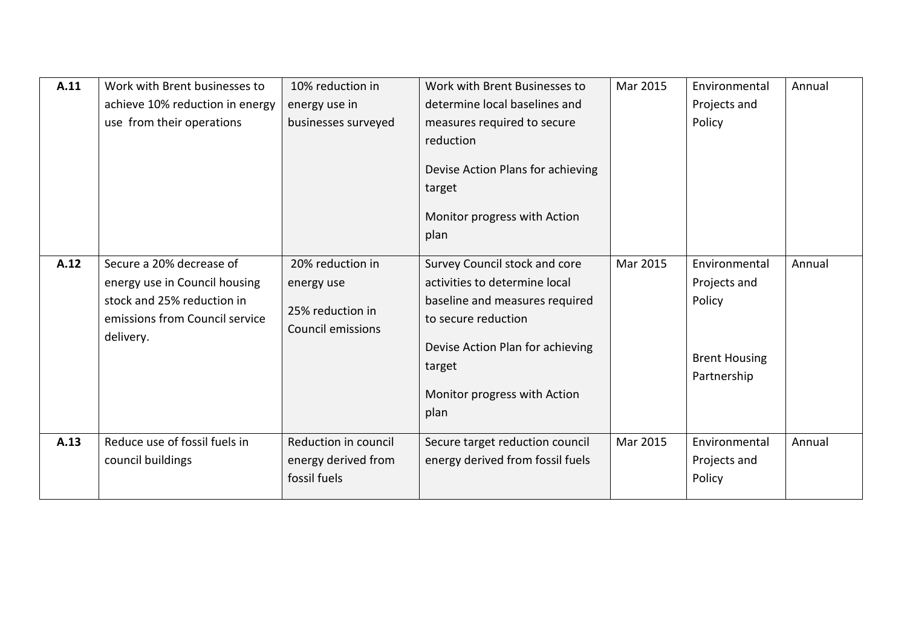| **A.11** | Work with Brent businesses to achieve 10% reduction in energy use from their operations | 10% reduction in energy use in businesses surveyed | Work with Brent Businesses to determine local baselines and measures required to secure reduction<br><br>Devise Action Plans for achieving target<br><br>Monitor progress with Action plan | Mar 2015 | Environmental Projects and Policy | Annual |
|---|---|---|---|---|---|---|
| **A.12** | Secure a 20% decrease of energy use in Council housing stock and 25% reduction in emissions from Council service delivery. | 20% reduction in energy use<br><br>25% reduction in Council emissions | Survey Council stock and core activities to determine local baseline and measures required to secure reduction<br><br>Devise Action Plan for achieving target<br><br>Monitor progress with Action plan | Mar 2015 | Environmental Projects and Policy<br><br>Brent Housing Partnership | Annual |
| **A.13** | Reduce use of fossil fuels in council buildings | Reduction in council energy derived from fossil fuels | Secure target reduction council energy derived from fossil fuels | Mar 2015 | Environmental Projects and Policy | Annual |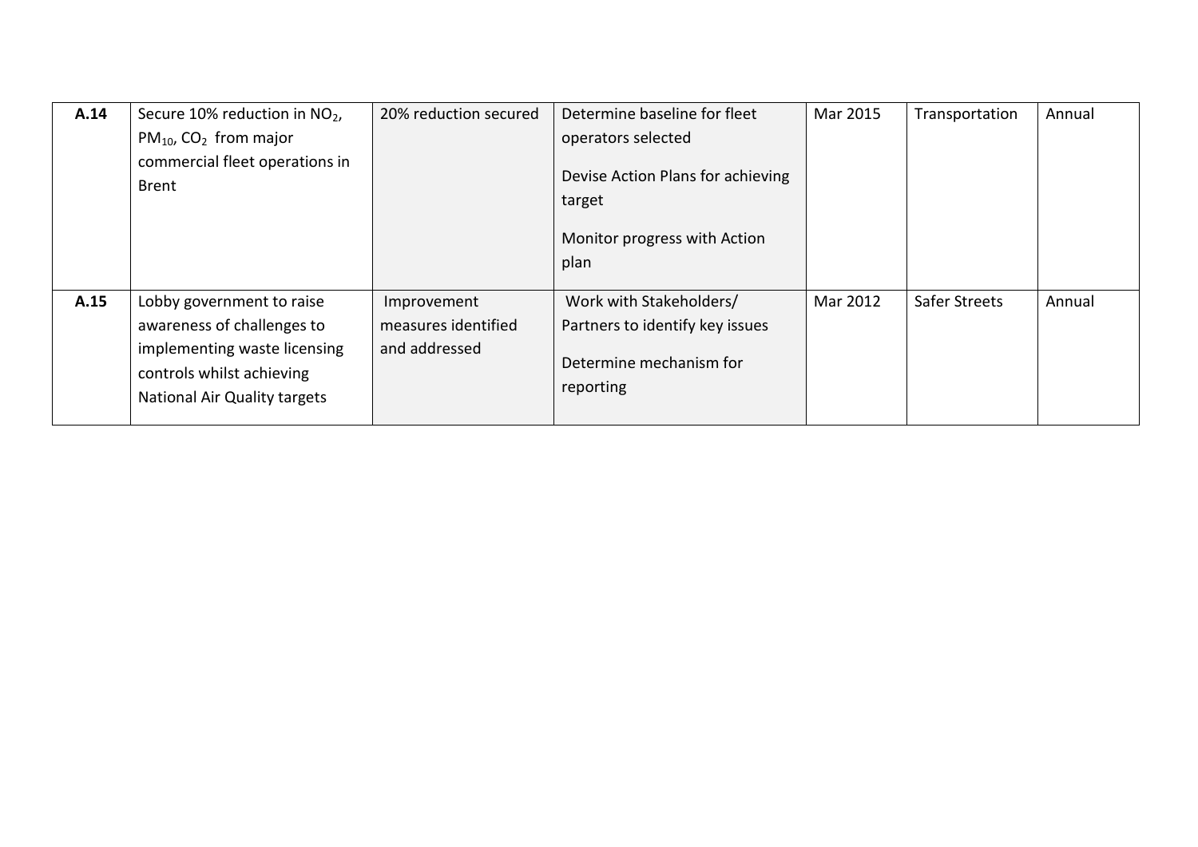| | | | | | | |
|---|---|---|---|---|---|---|
| **A.14** | Secure 10% reduction in $NO_2$, $PM_{10}$, $CO_2$ from major commercial fleet operations in Brent | 20% reduction secured | Determine baseline for fleet operators selected<br><br>Devise Action Plans for achieving target<br><br>Monitor progress with Action plan | Mar 2015 | Transportation | Annual |
| **A.15** | Lobby government to raise awareness of challenges to implementing waste licensing controls whilst achieving National Air Quality targets | Improvement measures identified and addressed | Work with Stakeholders/ Partners to identify key issues<br><br>Determine mechanism for reporting | Mar 2012 | Safer Streets | Annual |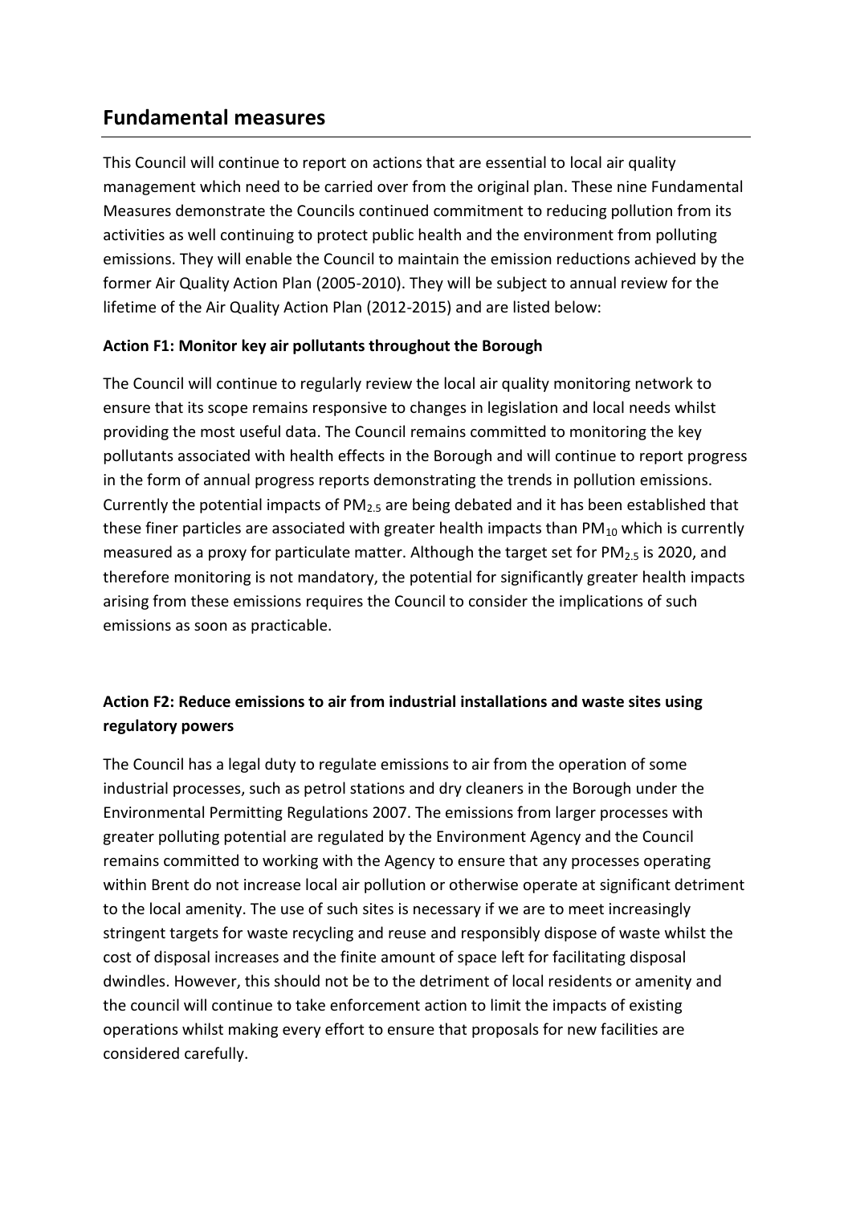## Fundamental measures

This Council will continue to report on actions that are essential to local air quality management which need to be carried over from the original plan. These nine Fundamental Measures demonstrate the Councils continued commitment to reducing pollution from its activities as well continuing to protect public health and the environment from polluting emissions. They will enable the Council to maintain the emission reductions achieved by the former Air Quality Action Plan (2005-2010). They will be subject to annual review for the lifetime of the Air Quality Action Plan (2012-2015) and are listed below:

**Action F1: Monitor key air pollutants throughout the Borough**

The Council will continue to regularly review the local air quality monitoring network to ensure that its scope remains responsive to changes in legislation and local needs whilst providing the most useful data. The Council remains committed to monitoring the key pollutants associated with health effects in the Borough and will continue to report progress in the form of annual progress reports demonstrating the trends in pollution emissions. Currently the potential impacts of $PM_{2.5}$ are being debated and it has been established that these finer particles are associated with greater health impacts than $PM_{10}$ which is currently measured as a proxy for particulate matter. Although the target set for $PM_{2.5}$ is 2020, and therefore monitoring is not mandatory, the potential for significantly greater health impacts arising from these emissions requires the Council to consider the implications of such emissions as soon as practicable.

**Action F2: Reduce emissions to air from industrial installations and waste sites using regulatory powers**

The Council has a legal duty to regulate emissions to air from the operation of some industrial processes, such as petrol stations and dry cleaners in the Borough under the Environmental Permitting Regulations 2007. The emissions from larger processes with greater polluting potential are regulated by the Environment Agency and the Council remains committed to working with the Agency to ensure that any processes operating within Brent do not increase local air pollution or otherwise operate at significant detriment to the local amenity. The use of such sites is necessary if we are to meet increasingly stringent targets for waste recycling and reuse and responsibly dispose of waste whilst the cost of disposal increases and the finite amount of space left for facilitating disposal dwindles. However, this should not be to the detriment of local residents or amenity and the council will continue to take enforcement action to limit the impacts of existing operations whilst making every effort to ensure that proposals for new facilities are considered carefully.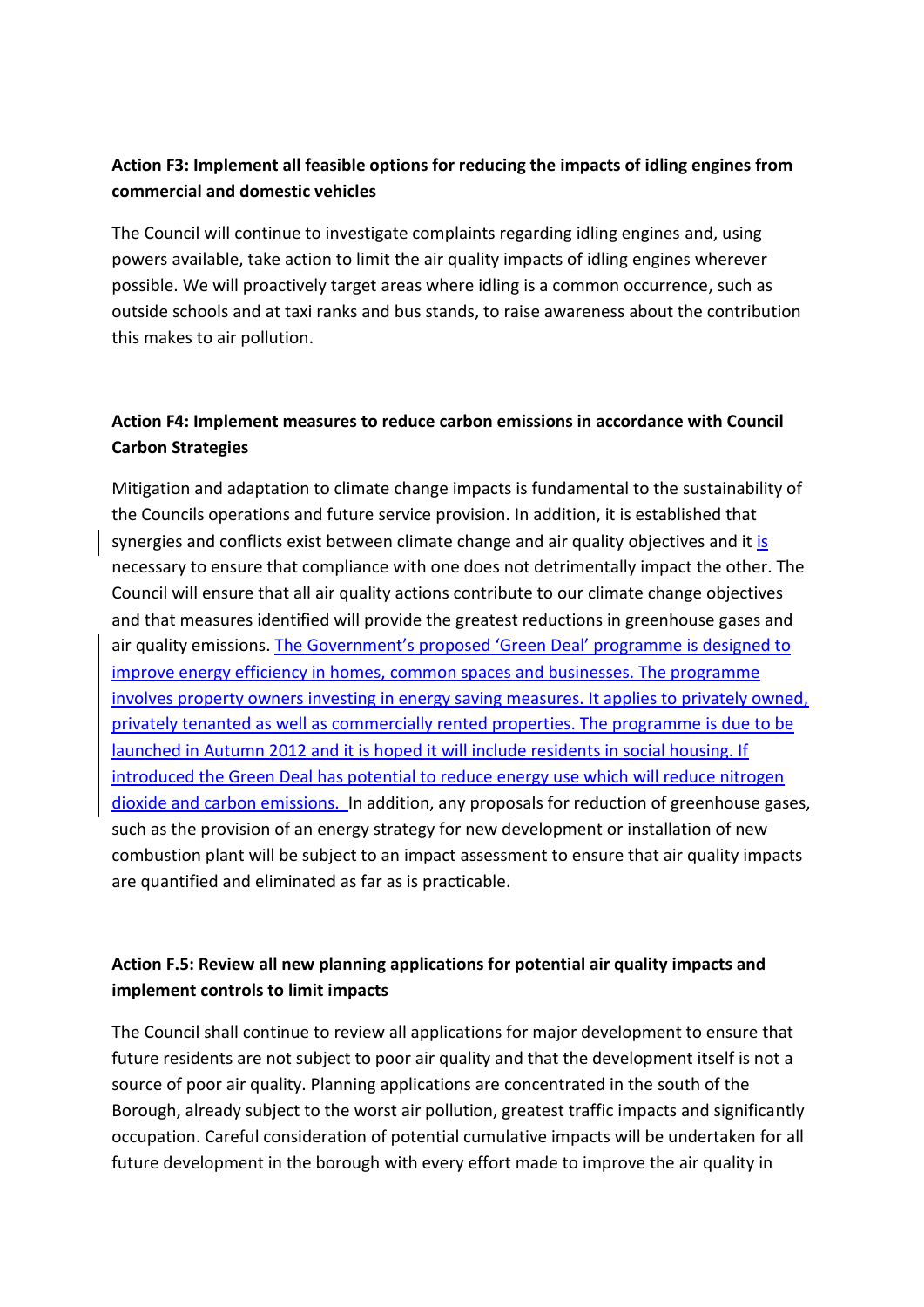**Action F3: Implement all feasible options for reducing the impacts of idling engines from commercial and domestic vehicles**

The Council will continue to investigate complaints regarding idling engines and, using powers available, take action to limit the air quality impacts of idling engines wherever possible. We will proactively target areas where idling is a common occurrence, such as outside schools and at taxi ranks and bus stands, to raise awareness about the contribution this makes to air pollution.

**Action F4: Implement measures to reduce carbon emissions in accordance with Council Carbon Strategies**

Mitigation and adaptation to climate change impacts is fundamental to the sustainability of the Councils operations and future service provision. In addition, it is established that synergies and conflicts exist between climate change and air quality objectives and it is necessary to ensure that compliance with one does not detrimentally impact the other. The Council will ensure that all air quality actions contribute to our climate change objectives and that measures identified will provide the greatest reductions in greenhouse gases and air quality emissions. The Government's proposed 'Green Deal' programme is designed to improve energy efficiency in homes, common spaces and businesses. The programme involves property owners investing in energy saving measures. It applies to privately owned, privately tenanted as well as commercially rented properties. The programme is due to be launched in Autumn 2012 and it is hoped it will include residents in social housing. If introduced the Green Deal has potential to reduce energy use which will reduce nitrogen dioxide and carbon emissions. In addition, any proposals for reduction of greenhouse gases, such as the provision of an energy strategy for new development or installation of new combustion plant will be subject to an impact assessment to ensure that air quality impacts are quantified and eliminated as far as is practicable.

**Action F.5: Review all new planning applications for potential air quality impacts and implement controls to limit impacts**

The Council shall continue to review all applications for major development to ensure that future residents are not subject to poor air quality and that the development itself is not a source of poor air quality. Planning applications are concentrated in the south of the Borough, already subject to the worst air pollution, greatest traffic impacts and significantly occupation. Careful consideration of potential cumulative impacts will be undertaken for all future development in the borough with every effort made to improve the air quality in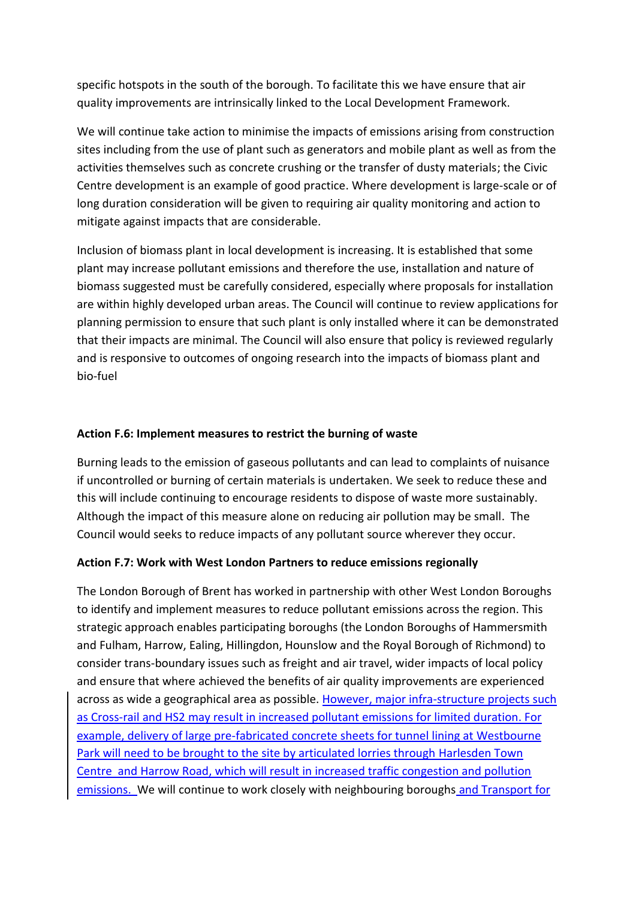specific hotspots in the south of the borough. To facilitate this we have ensure that air quality improvements are intrinsically linked to the Local Development Framework.

We will continue take action to minimise the impacts of emissions arising from construction sites including from the use of plant such as generators and mobile plant as well as from the activities themselves such as concrete crushing or the transfer of dusty materials; the Civic Centre development is an example of good practice. Where development is large-scale or of long duration consideration will be given to requiring air quality monitoring and action to mitigate against impacts that are considerable.

Inclusion of biomass plant in local development is increasing. It is established that some plant may increase pollutant emissions and therefore the use, installation and nature of biomass suggested must be carefully considered, especially where proposals for installation are within highly developed urban areas. The Council will continue to review applications for planning permission to ensure that such plant is only installed where it can be demonstrated that their impacts are minimal. The Council will also ensure that policy is reviewed regularly and is responsive to outcomes of ongoing research into the impacts of biomass plant and bio-fuel

**Action F.6: Implement measures to restrict the burning of waste**

Burning leads to the emission of gaseous pollutants and can lead to complaints of nuisance if uncontrolled or burning of certain materials is undertaken. We seek to reduce these and this will include continuing to encourage residents to dispose of waste more sustainably. Although the impact of this measure alone on reducing air pollution may be small. The Council would seeks to reduce impacts of any pollutant source wherever they occur.

**Action F.7: Work with West London Partners to reduce emissions regionally**

The London Borough of Brent has worked in partnership with other West London Boroughs to identify and implement measures to reduce pollutant emissions across the region. This strategic approach enables participating boroughs (the London Boroughs of Hammersmith and Fulham, Harrow, Ealing, Hillingdon, Hounslow and the Royal Borough of Richmond) to consider trans-boundary issues such as freight and air travel, wider impacts of local policy and ensure that where achieved the benefits of air quality improvements are experienced across as wide a geographical area as possible. However, major infra-structure projects such as Cross-rail and HS2 may result in increased pollutant emissions for limited duration. For example, delivery of large pre-fabricated concrete sheets for tunnel lining at Westbourne Park will need to be brought to the site by articulated lorries through Harlesden Town Centre and Harrow Road, which will result in increased traffic congestion and pollution emissions. We will continue to work closely with neighbouring boroughs and Transport for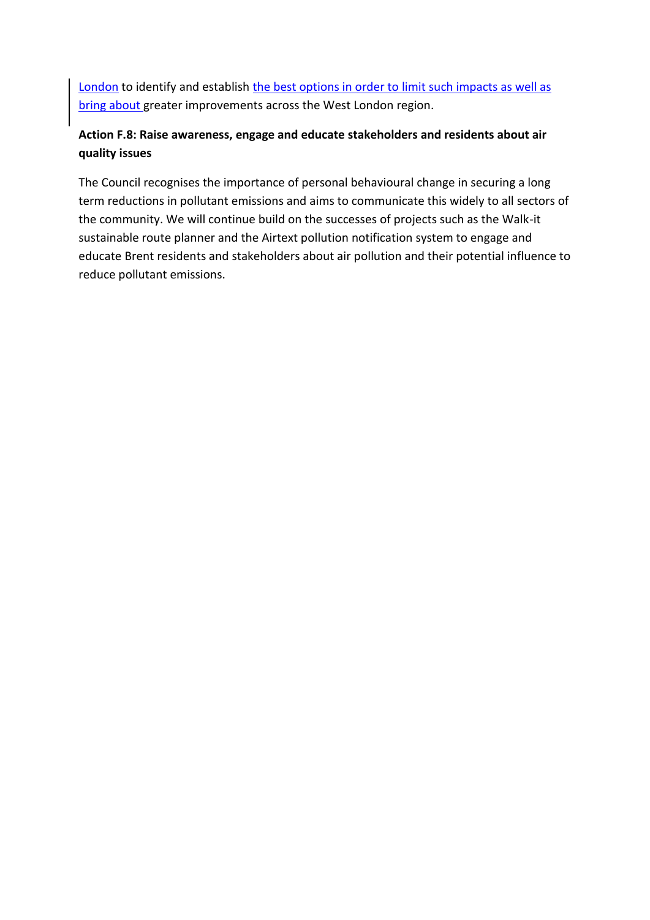London to identify and establish the best options in order to limit such impacts as well as bring about greater improvements across the West London region.

**Action F.8: Raise awareness, engage and educate stakeholders and residents about air quality issues**

The Council recognises the importance of personal behavioural change in securing a long term reductions in pollutant emissions and aims to communicate this widely to all sectors of the community. We will continue build on the successes of projects such as the Walk-it sustainable route planner and the Airtext pollution notification system to engage and educate Brent residents and stakeholders about air pollution and their potential influence to reduce pollutant emissions.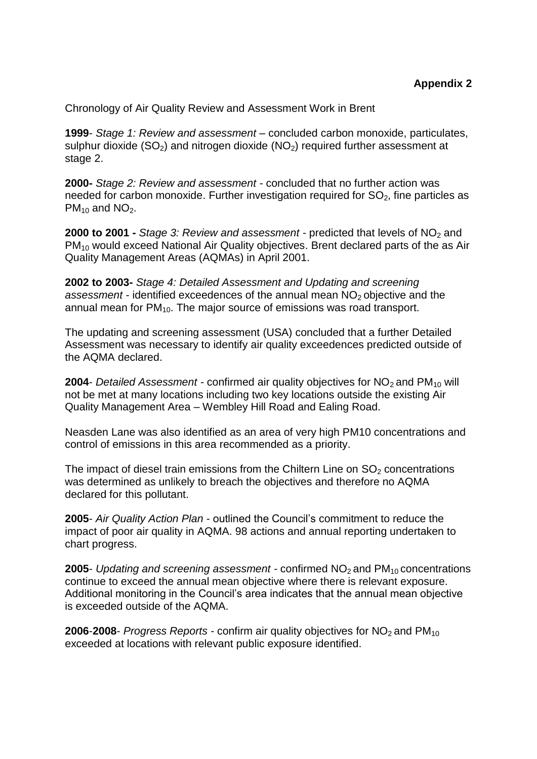**Appendix 2**

Chronology of Air Quality Review and Assessment Work in Brent

**1999**- *Stage 1: Review and assessment* – concluded carbon monoxide, particulates, sulphur dioxide ($SO_2$) and nitrogen dioxide ($NO_2$) required further assessment at stage 2.

**2000-** *Stage 2: Review and assessment* - concluded that no further action was needed for carbon monoxide. Further investigation required for $SO_2$, fine particles as $PM_{10}$ and $NO_2$.

**2000 to 2001 -** *Stage 3: Review and assessment* - predicted that levels of $NO_2$ and $PM_{10}$ would exceed National Air Quality objectives. Brent declared parts of the as Air Quality Management Areas (AQMAs) in April 2001.

**2002 to 2003-** *Stage 4: Detailed Assessment and Updating and screening assessment* - identified exceedences of the annual mean $NO_2$ objective and the annual mean for $PM_{10}$. The major source of emissions was road transport.

The updating and screening assessment (USA) concluded that a further Detailed Assessment was necessary to identify air quality exceedences predicted outside of the AQMA declared.

**2004**- *Detailed Assessment* - confirmed air quality objectives for $NO_2$ and $PM_{10}$ will not be met at many locations including two key locations outside the existing Air Quality Management Area – Wembley Hill Road and Ealing Road.

Neasden Lane was also identified as an area of very high PM10 concentrations and control of emissions in this area recommended as a priority.

The impact of diesel train emissions from the Chiltern Line on $SO_2$ concentrations was determined as unlikely to breach the objectives and therefore no AQMA declared for this pollutant.

**2005**- *Air Quality Action Plan* - outlined the Council's commitment to reduce the impact of poor air quality in AQMA. 98 actions and annual reporting undertaken to chart progress.

**2005**- *Updating and screening assessment* - confirmed $NO_2$ and $PM_{10}$ concentrations continue to exceed the annual mean objective where there is relevant exposure. Additional monitoring in the Council's area indicates that the annual mean objective is exceeded outside of the AQMA.

**2006**-**2008**- *Progress Reports* - confirm air quality objectives for $NO_2$ and $PM_{10}$ exceeded at locations with relevant public exposure identified.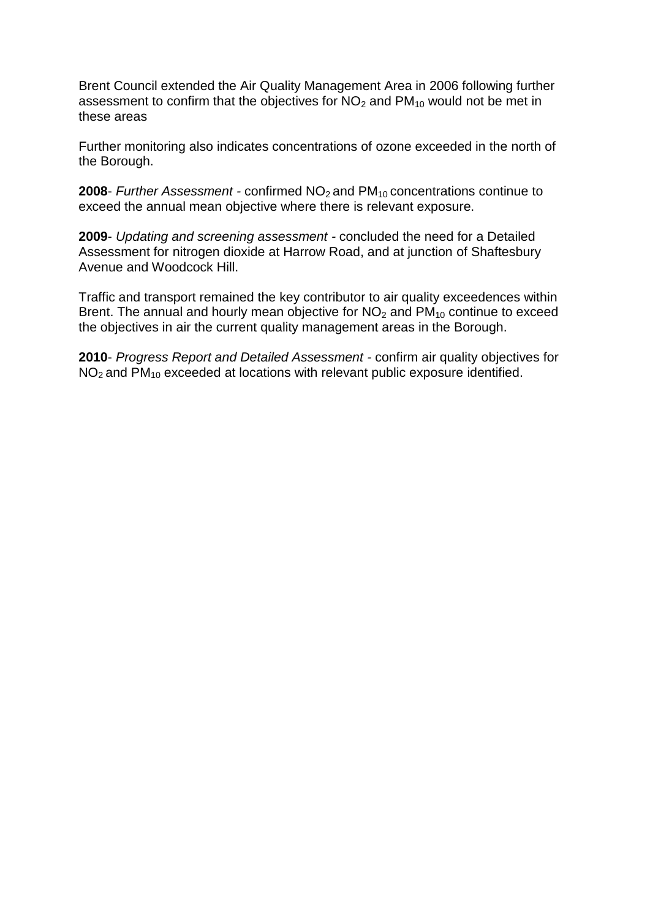Brent Council extended the Air Quality Management Area in 2006 following further assessment to confirm that the objectives for $NO_2$ and $PM_{10}$ would not be met in these areas

Further monitoring also indicates concentrations of ozone exceeded in the north of the Borough.

**2008**- *Further Assessment* - confirmed $NO_2$ and $PM_{10}$ concentrations continue to exceed the annual mean objective where there is relevant exposure.

**2009**- *Updating and screening assessment* - concluded the need for a Detailed Assessment for nitrogen dioxide at Harrow Road, and at junction of Shaftesbury Avenue and Woodcock Hill.

Traffic and transport remained the key contributor to air quality exceedences within Brent. The annual and hourly mean objective for $NO_2$ and $PM_{10}$ continue to exceed the objectives in air the current quality management areas in the Borough.

**2010**- *Progress Report and Detailed Assessment* - confirm air quality objectives for $NO_2$ and $PM_{10}$ exceeded at locations with relevant public exposure identified.